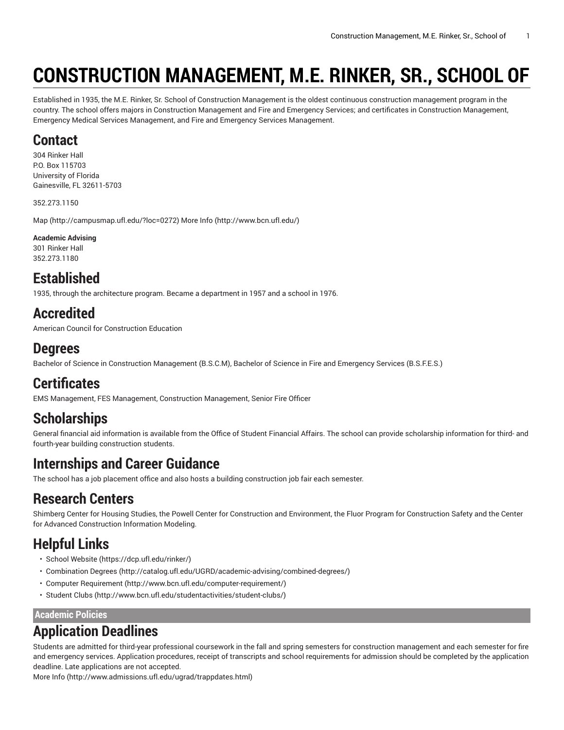# CONSTRUCTION MANAGEMENT, M.E. RINKER, SR., SCHOOL OF

Established in 1935, the M.E. Rinker, Sr. School of Construction Management is the oldest continuous construction management program in the country. The school offers majors in Construction Management and Fire and Emergency Services; and certificates in Construction Management, Emergency Medical Services Management, and Fire and Emergency Services Management.

## Contact

304 Rinker Hall
P.O. Box 115703
University of Florida
Gainesville, FL 32611-5703

352.273.1150

Map (http://campusmap.ufl.edu/?loc=0272) More Info (http://www.bcn.ufl.edu/)

**Academic Advising**
301 Rinker Hall
352.273.1180

## Established

1935, through the architecture program. Became a department in 1957 and a school in 1976.

## Accredited

American Council for Construction Education

## Degrees

Bachelor of Science in Construction Management (B.S.C.M), Bachelor of Science in Fire and Emergency Services (B.S.F.E.S.)

## Certificates

EMS Management, FES Management, Construction Management, Senior Fire Officer

## Scholarships

General financial aid information is available from the Office of Student Financial Affairs. The school can provide scholarship information for third- and fourth-year building construction students.

## Internships and Career Guidance

The school has a job placement office and also hosts a building construction job fair each semester.

## Research Centers

Shimberg Center for Housing Studies, the Powell Center for Construction and Environment, the Fluor Program for Construction Safety and the Center for Advanced Construction Information Modeling.

## Helpful Links

- School Website (https://dcp.ufl.edu/rinker/)
- Combination Degrees (http://catalog.ufl.edu/UGRD/academic-advising/combined-degrees/)
- Computer Requirement (http://www.bcn.ufl.edu/computer-requirement/)
- Student Clubs (http://www.bcn.ufl.edu/studentactivities/student-clubs/)

**Academic Policies**

## Application Deadlines

Students are admitted for third-year professional coursework in the fall and spring semesters for construction management and each semester for fire and emergency services. Application procedures, receipt of transcripts and school requirements for admission should be completed by the application deadline. Late applications are not accepted.
More Info (http://www.admissions.ufl.edu/ugrad/trappdates.html)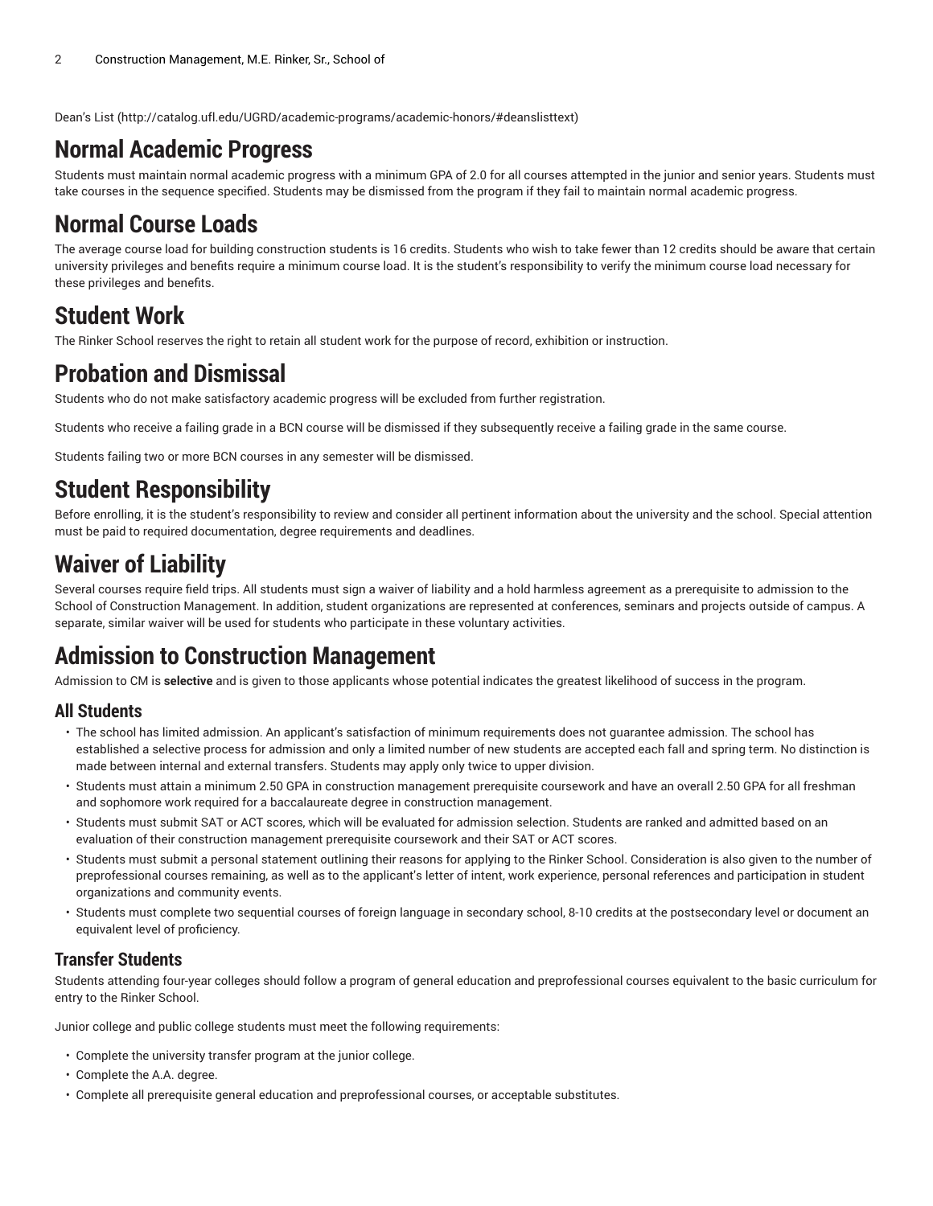Dean's List (http://catalog.ufl.edu/UGRD/academic-programs/academic-honors/#deanslisttext)

# Normal Academic Progress

Students must maintain normal academic progress with a minimum GPA of 2.0 for all courses attempted in the junior and senior years. Students must take courses in the sequence specified. Students may be dismissed from the program if they fail to maintain normal academic progress.

# Normal Course Loads

The average course load for building construction students is 16 credits. Students who wish to take fewer than 12 credits should be aware that certain university privileges and benefits require a minimum course load. It is the student's responsibility to verify the minimum course load necessary for these privileges and benefits.

# Student Work

The Rinker School reserves the right to retain all student work for the purpose of record, exhibition or instruction.

# Probation and Dismissal

Students who do not make satisfactory academic progress will be excluded from further registration.

Students who receive a failing grade in a BCN course will be dismissed if they subsequently receive a failing grade in the same course.

Students failing two or more BCN courses in any semester will be dismissed.

# Student Responsibility

Before enrolling, it is the student's responsibility to review and consider all pertinent information about the university and the school. Special attention must be paid to required documentation, degree requirements and deadlines.

# Waiver of Liability

Several courses require field trips. All students must sign a waiver of liability and a hold harmless agreement as a prerequisite to admission to the School of Construction Management. In addition, student organizations are represented at conferences, seminars and projects outside of campus. A separate, similar waiver will be used for students who participate in these voluntary activities.

# Admission to Construction Management

Admission to CM is **selective** and is given to those applicants whose potential indicates the greatest likelihood of success in the program.

## All Students

- The school has limited admission. An applicant's satisfaction of minimum requirements does not guarantee admission. The school has established a selective process for admission and only a limited number of new students are accepted each fall and spring term. No distinction is made between internal and external transfers. Students may apply only twice to upper division.
- Students must attain a minimum 2.50 GPA in construction management prerequisite coursework and have an overall 2.50 GPA for all freshman and sophomore work required for a baccalaureate degree in construction management.
- Students must submit SAT or ACT scores, which will be evaluated for admission selection. Students are ranked and admitted based on an evaluation of their construction management prerequisite coursework and their SAT or ACT scores.
- Students must submit a personal statement outlining their reasons for applying to the Rinker School. Consideration is also given to the number of preprofessional courses remaining, as well as to the applicant's letter of intent, work experience, personal references and participation in student organizations and community events.
- Students must complete two sequential courses of foreign language in secondary school, 8-10 credits at the postsecondary level or document an equivalent level of proficiency.

## Transfer Students

Students attending four-year colleges should follow a program of general education and preprofessional courses equivalent to the basic curriculum for entry to the Rinker School.

Junior college and public college students must meet the following requirements:

- Complete the university transfer program at the junior college.
- Complete the A.A. degree.
- Complete all prerequisite general education and preprofessional courses, or acceptable substitutes.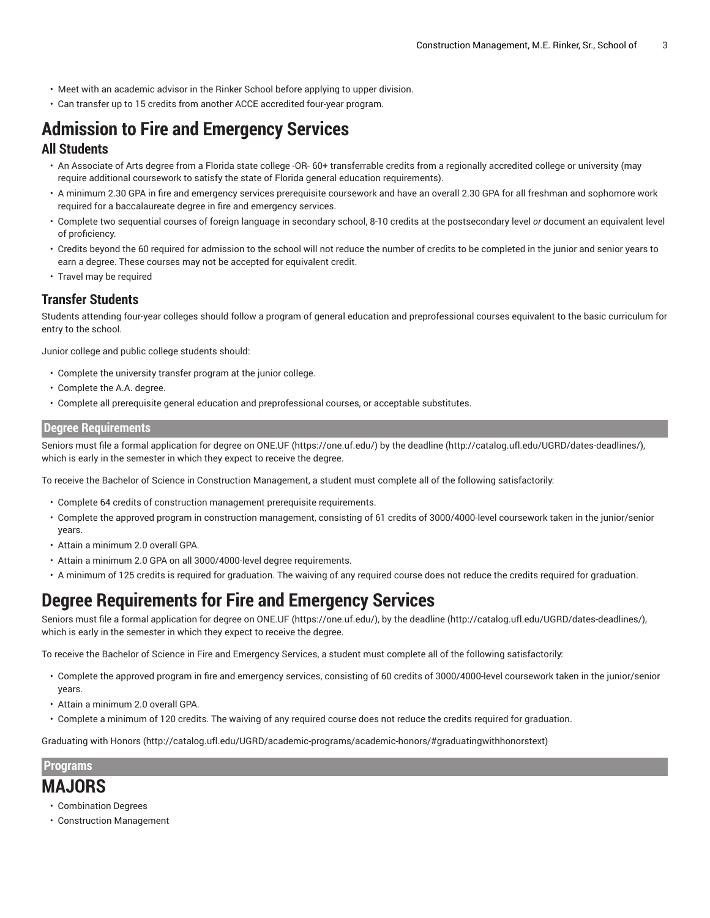- Meet with an academic advisor in the Rinker School before applying to upper division.
- Can transfer up to 15 credits from another ACCE accredited four-year program.

# Admission to Fire and Emergency Services

## All Students

- An Associate of Arts degree from a Florida state college -OR- 60+ transferrable credits from a regionally accredited college or university (may require additional coursework to satisfy the state of Florida general education requirements).
- A minimum 2.30 GPA in fire and emergency services prerequisite coursework and have an overall 2.30 GPA for all freshman and sophomore work required for a baccalaureate degree in fire and emergency services.
- Complete two sequential courses of foreign language in secondary school, 8-10 credits at the postsecondary level *or* document an equivalent level of proficiency.
- Credits beyond the 60 required for admission to the school will not reduce the number of credits to be completed in the junior and senior years to earn a degree. These courses may not be accepted for equivalent credit.
- Travel may be required

## Transfer Students

Students attending four-year colleges should follow a program of general education and preprofessional courses equivalent to the basic curriculum for entry to the school.

Junior college and public college students should:

- Complete the university transfer program at the junior college.
- Complete the A.A. degree.
- Complete all prerequisite general education and preprofessional courses, or acceptable substitutes.

## Degree Requirements

Seniors must file a formal application for degree on ONE.UF (https://one.uf.edu/) by the deadline (http://catalog.ufl.edu/UGRD/dates-deadlines/), which is early in the semester in which they expect to receive the degree.

To receive the Bachelor of Science in Construction Management, a student must complete all of the following satisfactorily:

- Complete 64 credits of construction management prerequisite requirements.
- Complete the approved program in construction management, consisting of 61 credits of 3000/4000-level coursework taken in the junior/senior years.
- Attain a minimum 2.0 overall GPA.
- Attain a minimum 2.0 GPA on all 3000/4000-level degree requirements.
- A minimum of 125 credits is required for graduation. The waiving of any required course does not reduce the credits required for graduation.

# Degree Requirements for Fire and Emergency Services

Seniors must file a formal application for degree on ONE.UF (https://one.uf.edu/), by the deadline (http://catalog.ufl.edu/UGRD/dates-deadlines/), which is early in the semester in which they expect to receive the degree.

To receive the Bachelor of Science in Fire and Emergency Services, a student must complete all of the following satisfactorily:

- Complete the approved program in fire and emergency services, consisting of 60 credits of 3000/4000-level coursework taken in the junior/senior years.
- Attain a minimum 2.0 overall GPA.
- Complete a minimum of 120 credits. The waiving of any required course does not reduce the credits required for graduation.

Graduating with Honors (http://catalog.ufl.edu/UGRD/academic-programs/academic-honors/#graduatingwithhonorstext)

## Programs

# MAJORS

- Combination Degrees
- Construction Management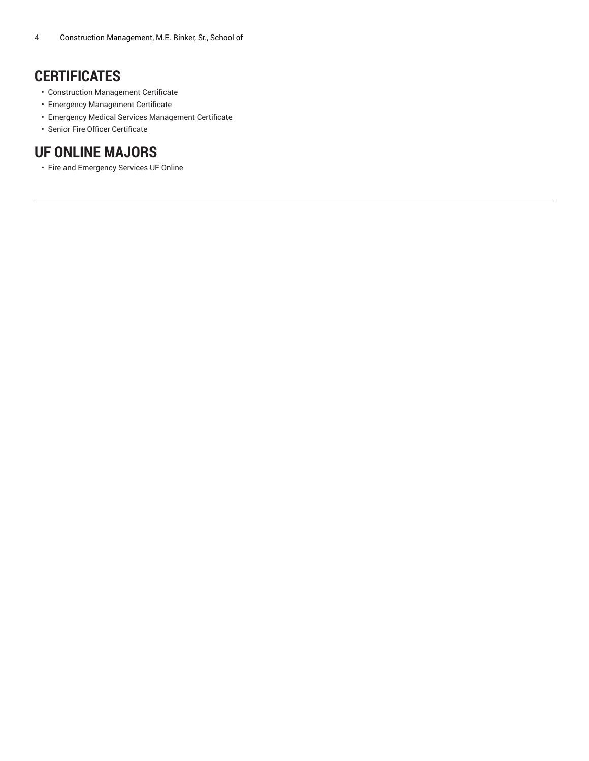## CERTIFICATES

- Construction Management Certificate
- Emergency Management Certificate
- Emergency Medical Services Management Certificate
- Senior Fire Officer Certificate

## UF ONLINE MAJORS

- Fire and Emergency Services UF Online